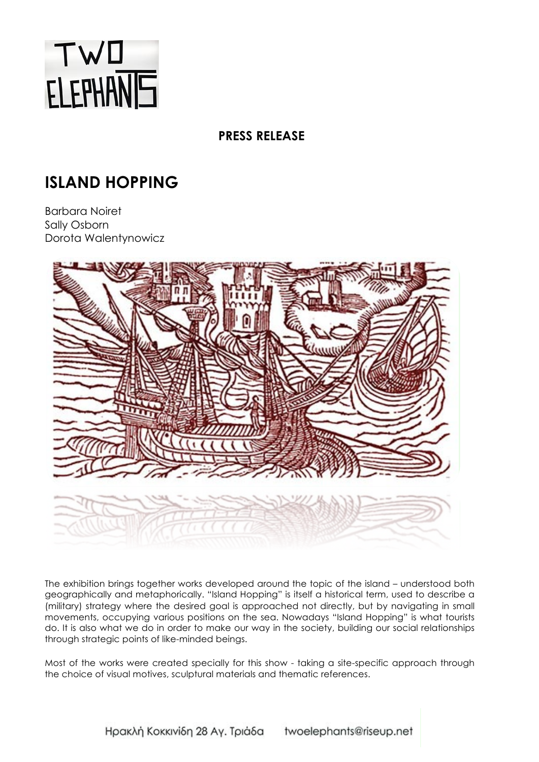TWO ELEPHANTS

**PRESS RELEASE**

# ISLAND HOPPING

Barbara Noiret
Sally Osborn
Dorota Walentynowicz

The exhibition brings together works developed around the topic of the island – understood both geographically and metaphorically. "Island Hopping" is itself a historical term, used to describe a (military) strategy where the desired goal is approached not directly, but by navigating in small movements, occupying various positions on the sea. Nowadays "Island Hopping" is what tourists do. It is also what we do in order to make our way in the society, building our social relationships through strategic points of like-minded beings.

Most of the works were created specially for this show - taking a site-specific approach through the choice of visual motives, sculptural materials and thematic references.

Ηρακλή Κοκκινίδη 28 Αγ. Τριάδα twoelephants@riseup.net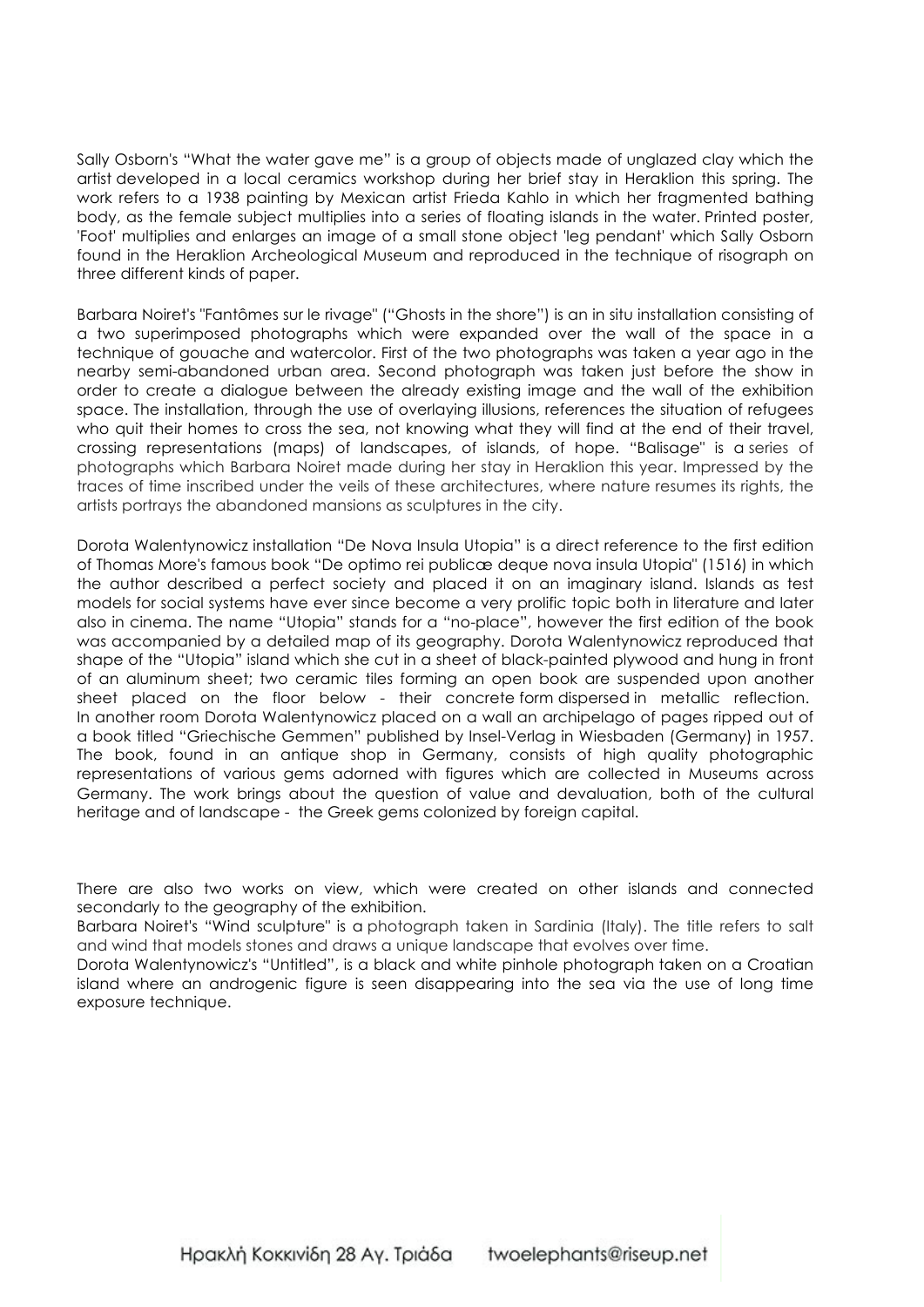Sally Osborn's "What the water gave me" is a group of objects made of unglazed clay which the artist developed in a local ceramics workshop during her brief stay in Heraklion this spring. The work refers to a 1938 painting by Mexican artist Frieda Kahlo in which her fragmented bathing body, as the female subject multiplies into a series of floating islands in the water. Printed poster, 'Foot' multiplies and enlarges an image of a small stone object 'leg pendant' which Sally Osborn found in the Heraklion Archeological Museum and reproduced in the technique of risograph on three different kinds of paper.

Barbara Noiret's "Fantômes sur le rivage" ("Ghosts in the shore") is an in situ installation consisting of a two superimposed photographs which were expanded over the wall of the space in a technique of gouache and watercolor. First of the two photographs was taken a year ago in the nearby semi-abandoned urban area. Second photograph was taken just before the show in order to create a dialogue between the already existing image and the wall of the exhibition space. The installation, through the use of overlaying illusions, references the situation of refugees who quit their homes to cross the sea, not knowing what they will find at the end of their travel, crossing representations (maps) of landscapes, of islands, of hope. "Balisage" is a series of photographs which Barbara Noiret made during her stay in Heraklion this year. Impressed by the traces of time inscribed under the veils of these architectures, where nature resumes its rights, the artists portrays the abandoned mansions as sculptures in the city.

Dorota Walentynowicz installation "De Nova Insula Utopia" is a direct reference to the first edition of Thomas More's famous book "De optimo rei publicæ deque nova insula Utopia" (1516) in which the author described a perfect society and placed it on an imaginary island. Islands as test models for social systems have ever since become a very prolific topic both in literature and later also in cinema. The name "Utopia" stands for a "no-place", however the first edition of the book was accompanied by a detailed map of its geography. Dorota Walentynowicz reproduced that shape of the "Utopia" island which she cut in a sheet of black-painted plywood and hung in front of an aluminum sheet; two ceramic tiles forming an open book are suspended upon another sheet placed on the floor below - their concrete form dispersed in metallic reflection. In another room Dorota Walentynowicz placed on a wall an archipelago of pages ripped out of a book titled "Griechische Gemmen" published by Insel-Verlag in Wiesbaden (Germany) in 1957. The book, found in an antique shop in Germany, consists of high quality photographic representations of various gems adorned with figures which are collected in Museums across Germany. The work brings about the question of value and devaluation, both of the cultural heritage and of landscape - the Greek gems colonized by foreign capital.

There are also two works on view, which were created on other islands and connected secondarly to the geography of the exhibition.
Barbara Noiret's "Wind sculpture" is a photograph taken in Sardinia (Italy). The title refers to salt and wind that models stones and draws a unique landscape that evolves over time.
Dorota Walentynowicz's "Untitled", is a black and white pinhole photograph taken on a Croatian island where an androgenic figure is seen disappearing into the sea via the use of long time exposure technique.

Ηρακλή Κοκκινίδη 28 Αγ. Τριάδα twoelephants@riseup.net